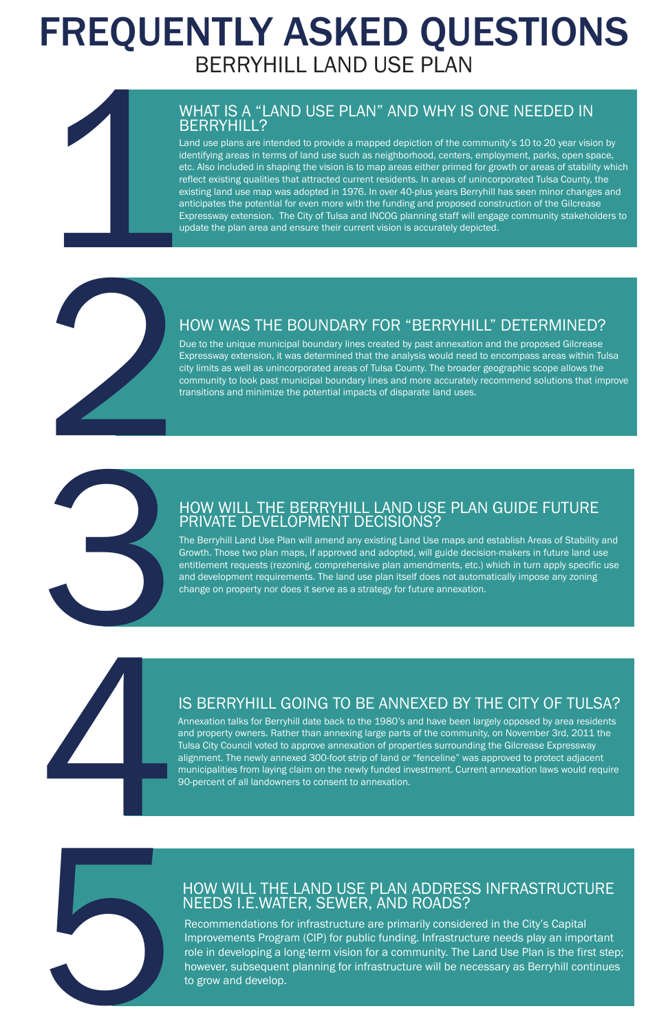# FREQUENTLY ASKED QUESTIONS

## BERRYHILL LAND USE PLAN

### 1. WHAT IS A "LAND USE PLAN" AND WHY IS ONE NEEDED IN BERRYHILL?

Land use plans are intended to provide a mapped depiction of the community's 10 to 20 year vision by identifying areas in terms of land use such as neighborhood, centers, employment, parks, open space, etc. Also included in shaping the vision is to map areas either primed for growth or areas of stability which reflect existing qualities that attracted current residents. In areas of unincorporated Tulsa County, the existing land use map was adopted in 1976. In over 40-plus years Berryhill has seen minor changes and anticipates the potential for even more with the funding and proposed construction of the Gilcrease Expressway extension. The City of Tulsa and INCOG planning staff will engage community stakeholders to update the plan area and ensure their current vision is accurately depicted.

### 2. HOW WAS THE BOUNDARY FOR "BERRYHILL" DETERMINED?

Due to the unique municipal boundary lines created by past annexation and the proposed Gilcrease Expressway extension, it was determined that the analysis would need to encompass areas within Tulsa city limits as well as unincorporated areas of Tulsa County. The broader geographic scope allows the community to look past municipal boundary lines and more accurately recommend solutions that improve transitions and minimize the potential impacts of disparate land uses.

### 3. HOW WILL THE BERRYHILL LAND USE PLAN GUIDE FUTURE PRIVATE DEVELOPMENT DECISIONS?

The Berryhill Land Use Plan will amend any existing Land Use maps and establish Areas of Stability and Growth. Those two plan maps, if approved and adopted, will guide decision-makers in future land use entitlement requests (rezoning, comprehensive plan amendments, etc.) which in turn apply specific use and development requirements. The land use plan itself does not automatically impose any zoning change on property nor does it serve as a strategy for future annexation.

### 4. IS BERRYHILL GOING TO BE ANNEXED BY THE CITY OF TULSA?

Annexation talks for Berryhill date back to the 1980's and have been largely opposed by area residents and property owners. Rather than annexing large parts of the community, on November 3rd, 2011 the Tulsa City Council voted to approve annexation of properties surrounding the Gilcrease Expressway alignment. The newly annexed 300-foot strip of land or "fenceline" was approved to protect adjacent municipalities from laying claim on the newly funded investment. Current annexation laws would require 90-percent of all landowners to consent to annexation.

### 5. HOW WILL THE LAND USE PLAN ADDRESS INFRASTRUCTURE NEEDS I.E.WATER, SEWER, AND ROADS?

Recommendations for infrastructure are primarily considered in the City's Capital Improvements Program (CIP) for public funding. Infrastructure needs play an important role in developing a long-term vision for a community. The Land Use Plan is the first step; however, subsequent planning for infrastructure will be necessary as Berryhill continues to grow and develop.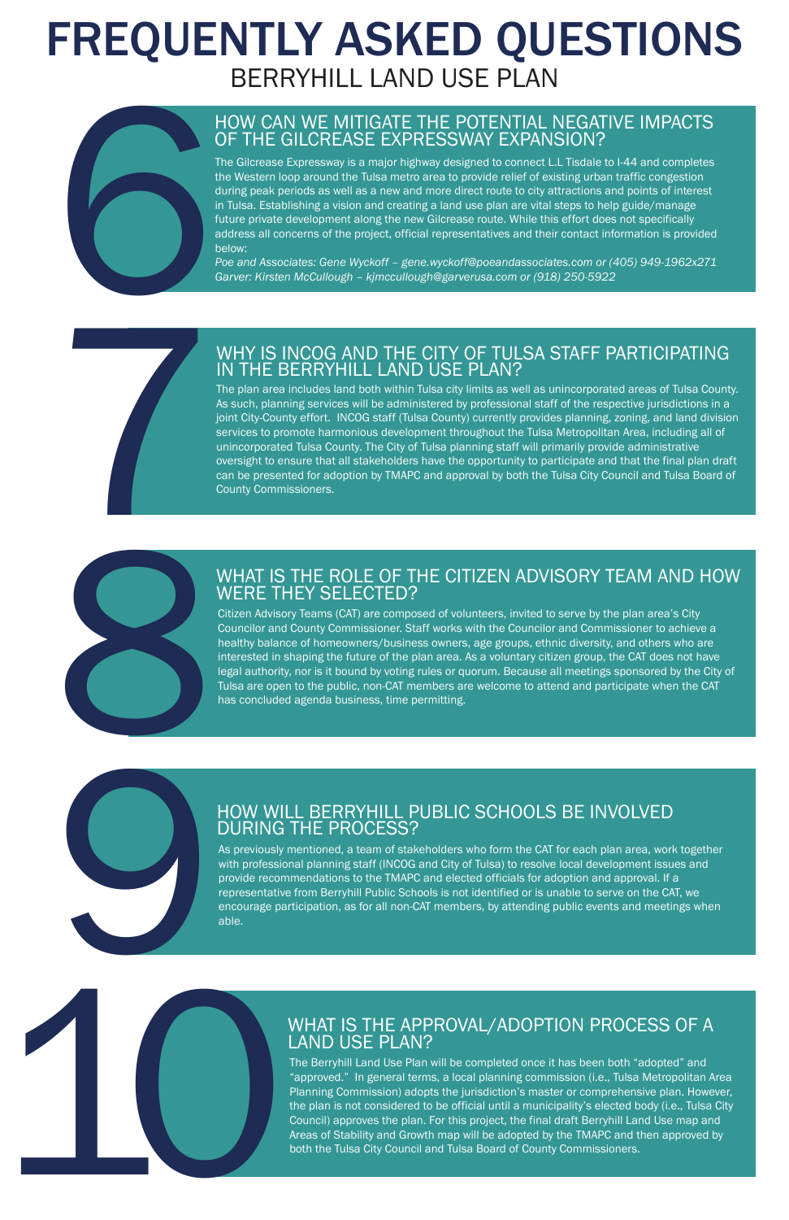# FREQUENTLY ASKED QUESTIONS

## BERRYHILL LAND USE PLAN

## 6

### HOW CAN WE MITIGATE THE POTENTIAL NEGATIVE IMPACTS OF THE GILCREASE EXPRESSWAY EXPANSION?

The Gilcrease Expressway is a major highway designed to connect L.L Tisdale to I-44 and completes the Western loop around the Tulsa metro area to provide relief of existing urban traffic congestion during peak periods as well as a new and more direct route to city attractions and points of interest in Tulsa. Establishing a vision and creating a land use plan are vital steps to help guide/manage future private development along the new Gilcrease route. While this effort does not specifically address all concerns of the project, official representatives and their contact information is provided below:

*Poe and Associates: Gene Wyckoff – gene.wyckoff@poeandassociates.com or (405) 949-1962x271*
*Garver: Kirsten McCullough – kjmccullough@garverusa.com or (918) 250-5922*

## 7

### WHY IS INCOG AND THE CITY OF TULSA STAFF PARTICIPATING IN THE BERRYHILL LAND USE PLAN?

The plan area includes land both within Tulsa city limits as well as unincorporated areas of Tulsa County. As such, planning services will be administered by professional staff of the respective jurisdictions in a joint City-County effort. INCOG staff (Tulsa County) currently provides planning, zoning, and land division services to promote harmonious development throughout the Tulsa Metropolitan Area, including all of unincorporated Tulsa County. The City of Tulsa planning staff will primarily provide administrative oversight to ensure that all stakeholders have the opportunity to participate and that the final plan draft can be presented for adoption by TMAPC and approval by both the Tulsa City Council and Tulsa Board of County Commissioners.

## 8

### WHAT IS THE ROLE OF THE CITIZEN ADVISORY TEAM AND HOW WERE THEY SELECTED?

Citizen Advisory Teams (CAT) are composed of volunteers, invited to serve by the plan area's City Councilor and County Commissioner. Staff works with the Councilor and Commissioner to achieve a healthy balance of homeowners/business owners, age groups, ethnic diversity, and others who are interested in shaping the future of the plan area. As a voluntary citizen group, the CAT does not have legal authority, nor is it bound by voting rules or quorum. Because all meetings sponsored by the City of Tulsa are open to the public, non-CAT members are welcome to attend and participate when the CAT has concluded agenda business, time permitting.

## 9

### HOW WILL BERRYHILL PUBLIC SCHOOLS BE INVOLVED DURING THE PROCESS?

As previously mentioned, a team of stakeholders who form the CAT for each plan area, work together with professional planning staff (INCOG and City of Tulsa) to resolve local development issues and provide recommendations to the TMAPC and elected officials for adoption and approval. If a representative from Berryhill Public Schools is not identified or is unable to serve on the CAT, we encourage participation, as for all non-CAT members, by attending public events and meetings when able.

## 10

### WHAT IS THE APPROVAL/ADOPTION PROCESS OF A LAND USE PLAN?

The Berryhill Land Use Plan will be completed once it has been both "adopted" and "approved." In general terms, a local planning commission (i.e., Tulsa Metropolitan Area Planning Commission) adopts the jurisdiction's master or comprehensive plan. However, the plan is not considered to be official until a municipality's elected body (i.e., Tulsa City Council) approves the plan. For this project, the final draft Berryhill Land Use map and Areas of Stability and Growth map will be adopted by the TMAPC and then approved by both the Tulsa City Council and Tulsa Board of County Commissioners.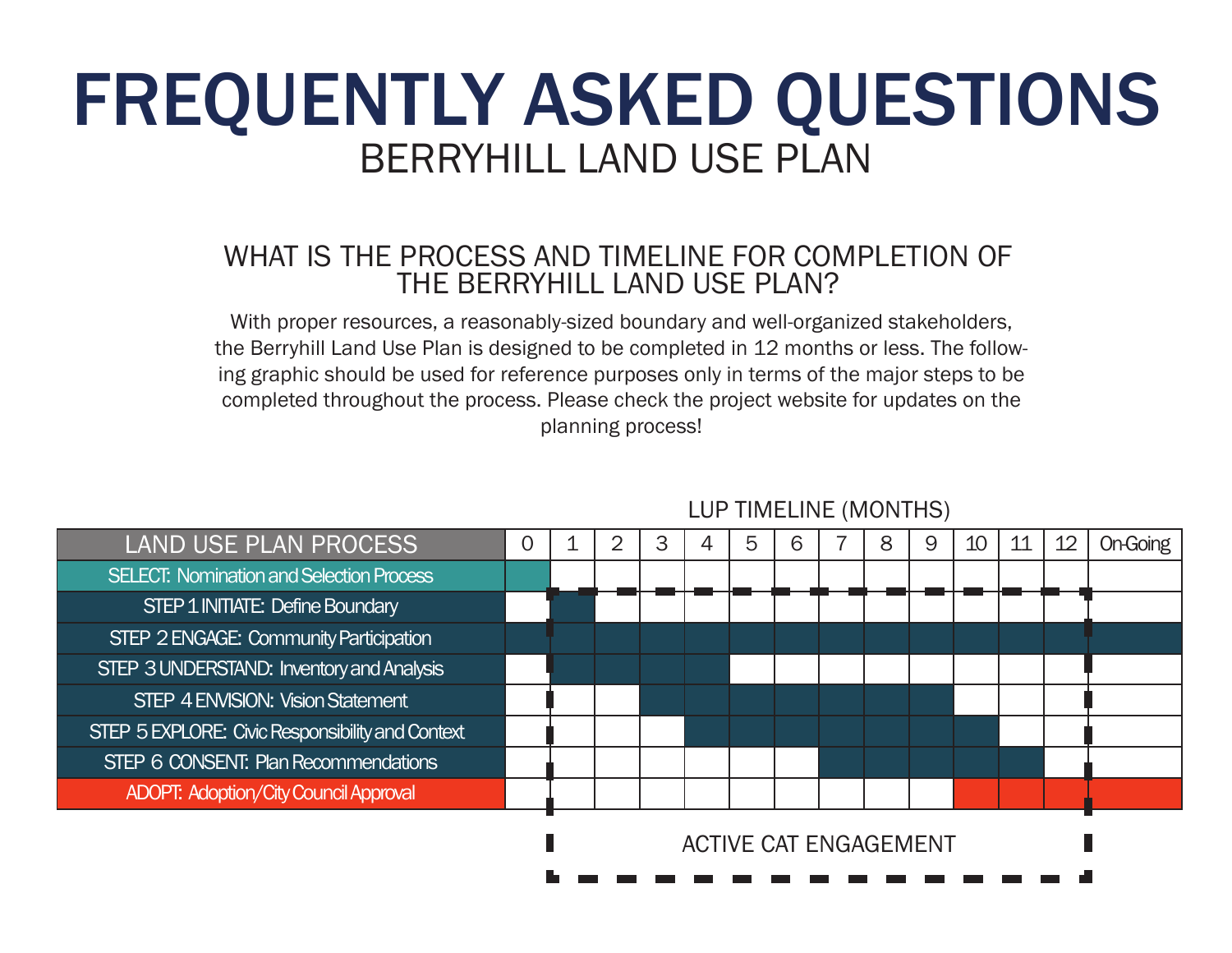# FREQUENTLY ASKED QUESTIONS

## BERRYHILL LAND USE PLAN

### WHAT IS THE PROCESS AND TIMELINE FOR COMPLETION OF THE BERRYHILL LAND USE PLAN?

With proper resources, a reasonably-sized boundary and well-organized stakeholders, the Berryhill Land Use Plan is designed to be completed in 12 months or less. The following graphic should be used for reference purposes only in terms of the major steps to be completed throughout the process. Please check the project website for updates on the planning process!

LUP TIMELINE (MONTHS)

LAND USE PLAN PROCESS

0 1 2 3 4 5 6 7 8 9 10 11 12 On-Going

SELECT: Nomination and Selection Process

STEP 1 INITIATE: Define Boundary

STEP 2 ENGAGE: Community Participation

STEP 3 UNDERSTAND: Inventory and Analysis

STEP 4 ENVISION: Vision Statement

STEP 5 EXPLORE: Civic Responsibility and Context

STEP 6 CONSENT: Plan Recommendations

ADOPT: Adoption/City Council Approval

ACTIVE CAT ENGAGEMENT